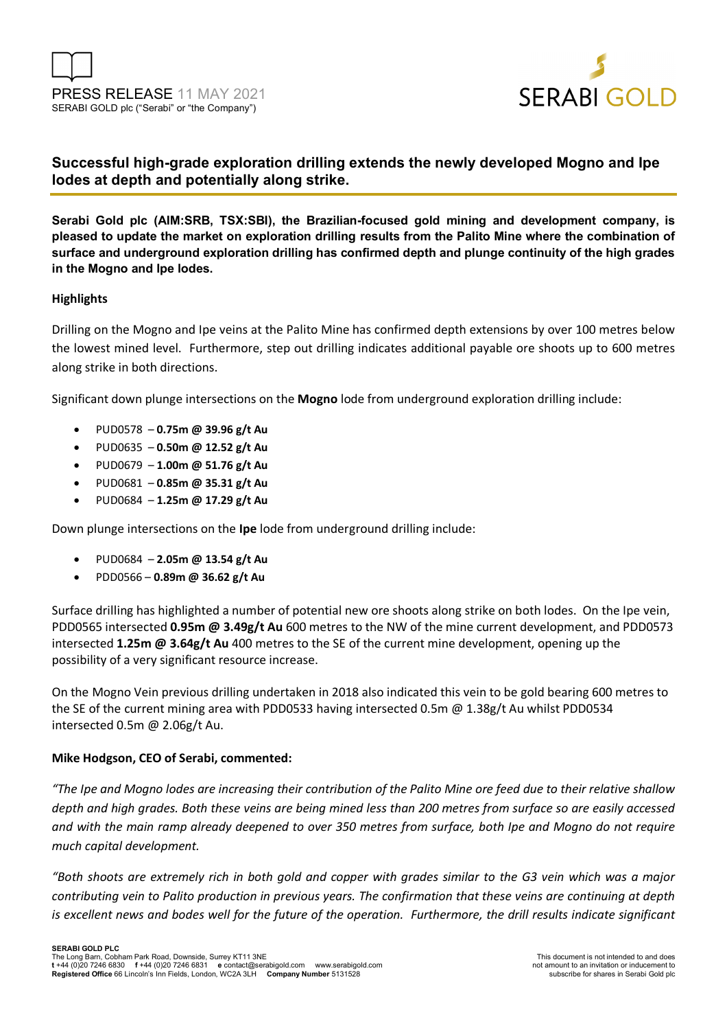PRESS RELEASE 11 MAY 2021

SERABI GOLD plc ("Serabi" or "the Company")

# Successful high-grade exploration drilling extends the newly developed Mogno and Ipe lodes at depth and potentially along strike.

**Serabi Gold plc (AIM:SRB, TSX:SBI), the Brazilian-focused gold mining and development company, is pleased to update the market on exploration drilling results from the Palito Mine where the combination of surface and underground exploration drilling has confirmed depth and plunge continuity of the high grades in the Mogno and Ipe lodes.**

## Highlights

Drilling on the Mogno and Ipe veins at the Palito Mine has confirmed depth extensions by over 100 metres below the lowest mined level. Furthermore, step out drilling indicates additional payable ore shoots up to 600 metres along strike in both directions.

Significant down plunge intersections on the **Mogno** lode from underground exploration drilling include:

- PUD0578 – **0.75m @ 39.96 g/t Au**
- PUD0635 – **0.50m @ 12.52 g/t Au**
- PUD0679 – **1.00m @ 51.76 g/t Au**
- PUD0681 – **0.85m @ 35.31 g/t Au**
- PUD0684 – **1.25m @ 17.29 g/t Au**

Down plunge intersections on the **Ipe** lode from underground drilling include:

- PUD0684 – **2.05m @ 13.54 g/t Au**
- PDD0566 – **0.89m @ 36.62 g/t Au**

Surface drilling has highlighted a number of potential new ore shoots along strike on both lodes. On the Ipe vein, PDD0565 intersected **0.95m @ 3.49g/t Au** 600 metres to the NW of the mine current development, and PDD0573 intersected **1.25m @ 3.64g/t Au** 400 metres to the SE of the current mine development, opening up the possibility of a very significant resource increase.

On the Mogno Vein previous drilling undertaken in 2018 also indicated this vein to be gold bearing 600 metres to the SE of the current mining area with PDD0533 having intersected 0.5m @ 1.38g/t Au whilst PDD0534 intersected 0.5m @ 2.06g/t Au.

**Mike Hodgson, CEO of Serabi, commented:**

*"The Ipe and Mogno lodes are increasing their contribution of the Palito Mine ore feed due to their relative shallow depth and high grades. Both these veins are being mined less than 200 metres from surface so are easily accessed and with the main ramp already deepened to over 350 metres from surface, both Ipe and Mogno do not require much capital development.*

*"Both shoots are extremely rich in both gold and copper with grades similar to the G3 vein which was a major contributing vein to Palito production in previous years. The confirmation that these veins are continuing at depth is excellent news and bodes well for the future of the operation. Furthermore, the drill results indicate significant*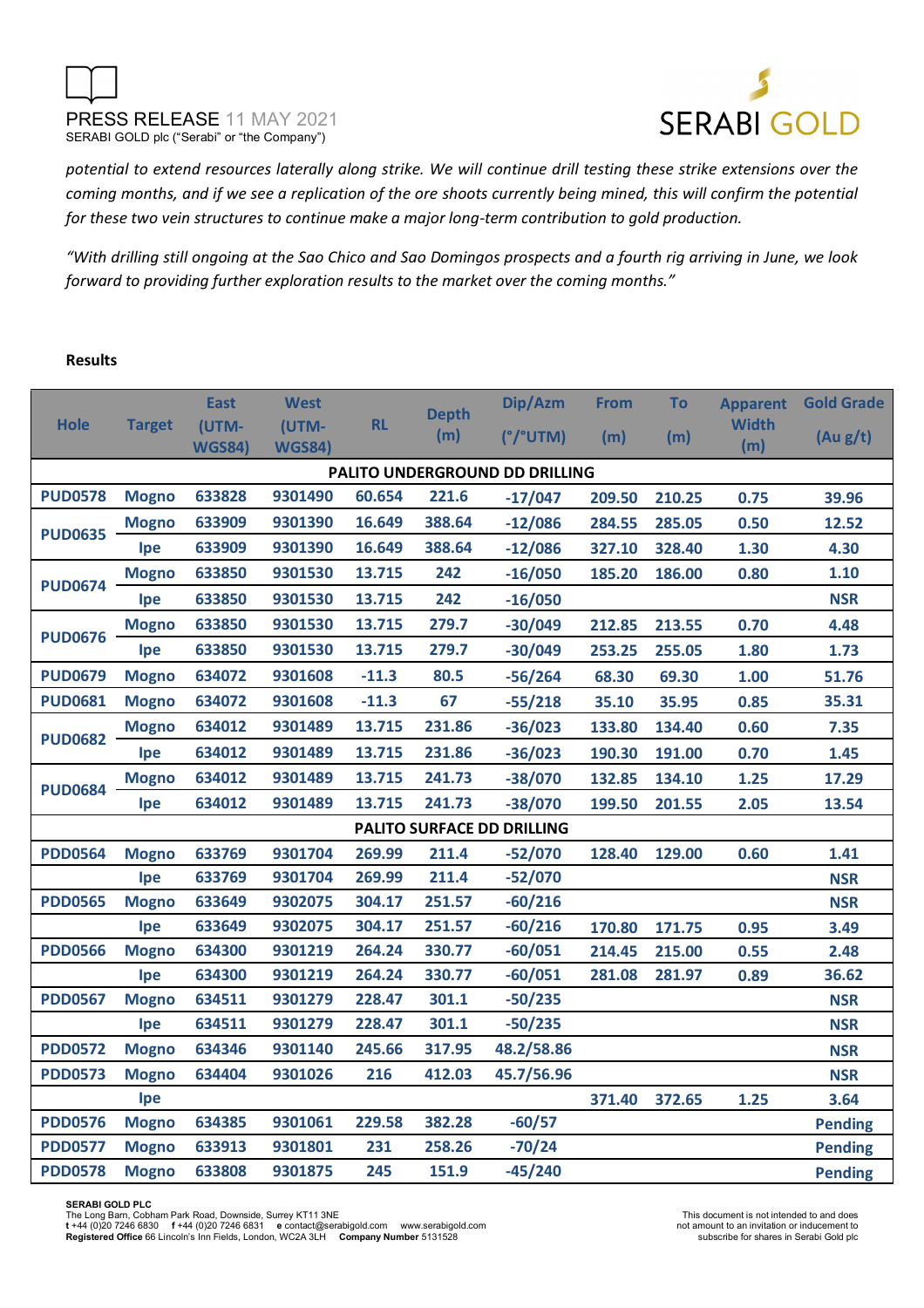*potential to extend resources laterally along strike. We will continue drill testing these strike extensions over the coming months, and if we see a replication of the ore shoots currently being mined, this will confirm the potential for these two vein structures to continue make a major long-term contribution to gold production.*

*"With drilling still ongoing at the Sao Chico and Sao Domingos prospects and a fourth rig arriving in June, we look forward to providing further exploration results to the market over the coming months."*

**Results**

| Hole | Target | East (UTM-WGS84) | West (UTM-WGS84) | RL | Depth (m) | Dip/Azm (°/°UTM) | From (m) | To (m) | Apparent Width (m) | Gold Grade (Au g/t) |
|---|---|---|---|---|---|---|---|---|---|---|
| **PALITO UNDERGROUND DD DRILLING** | | | | | | | | | | |
| PUD0578 | Mogno | 633828 | 9301490 | 60.654 | 221.6 | -17/047 | 209.50 | 210.25 | 0.75 | 39.96 |
| PUD0635 | Mogno | 633909 | 9301390 | 16.649 | 388.64 | -12/086 | 284.55 | 285.05 | 0.50 | 12.52 |
| | Ipe | 633909 | 9301390 | 16.649 | 388.64 | -12/086 | 327.10 | 328.40 | 1.30 | 4.30 |
| PUD0674 | Mogno | 633850 | 9301530 | 13.715 | 242 | -16/050 | 185.20 | 186.00 | 0.80 | 1.10 |
| | Ipe | 633850 | 9301530 | 13.715 | 242 | -16/050 | | | | NSR |
| PUD0676 | Mogno | 633850 | 9301530 | 13.715 | 279.7 | -30/049 | 212.85 | 213.55 | 0.70 | 4.48 |
| | Ipe | 633850 | 9301530 | 13.715 | 279.7 | -30/049 | 253.25 | 255.05 | 1.80 | 1.73 |
| PUD0679 | Mogno | 634072 | 9301608 | -11.3 | 80.5 | -56/264 | 68.30 | 69.30 | 1.00 | 51.76 |
| PUD0681 | Mogno | 634072 | 9301608 | -11.3 | 67 | -55/218 | 35.10 | 35.95 | 0.85 | 35.31 |
| PUD0682 | Mogno | 634012 | 9301489 | 13.715 | 231.86 | -36/023 | 133.80 | 134.40 | 0.60 | 7.35 |
| | Ipe | 634012 | 9301489 | 13.715 | 231.86 | -36/023 | 190.30 | 191.00 | 0.70 | 1.45 |
| PUD0684 | Mogno | 634012 | 9301489 | 13.715 | 241.73 | -38/070 | 132.85 | 134.10 | 1.25 | 17.29 |
| | Ipe | 634012 | 9301489 | 13.715 | 241.73 | -38/070 | 199.50 | 201.55 | 2.05 | 13.54 |
| **PALITO SURFACE DD DRILLING** | | | | | | | | | | |
| PDD0564 | Mogno | 633769 | 9301704 | 269.99 | 211.4 | -52/070 | 128.40 | 129.00 | 0.60 | 1.41 |
| | Ipe | 633769 | 9301704 | 269.99 | 211.4 | -52/070 | | | | NSR |
| PDD0565 | Mogno | 633649 | 9302075 | 304.17 | 251.57 | -60/216 | | | | NSR |
| | Ipe | 633649 | 9302075 | 304.17 | 251.57 | -60/216 | 170.80 | 171.75 | 0.95 | 3.49 |
| PDD0566 | Mogno | 634300 | 9301219 | 264.24 | 330.77 | -60/051 | 214.45 | 215.00 | 0.55 | 2.48 |
| | Ipe | 634300 | 9301219 | 264.24 | 330.77 | -60/051 | 281.08 | 281.97 | 0.89 | 36.62 |
| PDD0567 | Mogno | 634511 | 9301279 | 228.47 | 301.1 | -50/235 | | | | NSR |
| | Ipe | 634511 | 9301279 | 228.47 | 301.1 | -50/235 | | | | NSR |
| PDD0572 | Mogno | 634346 | 9301140 | 245.66 | 317.95 | 48.2/58.86 | | | | NSR |
| PDD0573 | Mogno | 634404 | 9301026 | 216 | 412.03 | 45.7/56.96 | | | | NSR |
| | Ipe | | | | | | 371.40 | 372.65 | 1.25 | 3.64 |
| PDD0576 | Mogno | 634385 | 9301061 | 229.58 | 382.28 | -60/57 | | | | Pending |
| PDD0577 | Mogno | 633913 | 9301801 | 231 | 258.26 | -70/24 | | | | Pending |
| PDD0578 | Mogno | 633808 | 9301875 | 245 | 151.9 | -45/240 | | | | Pending |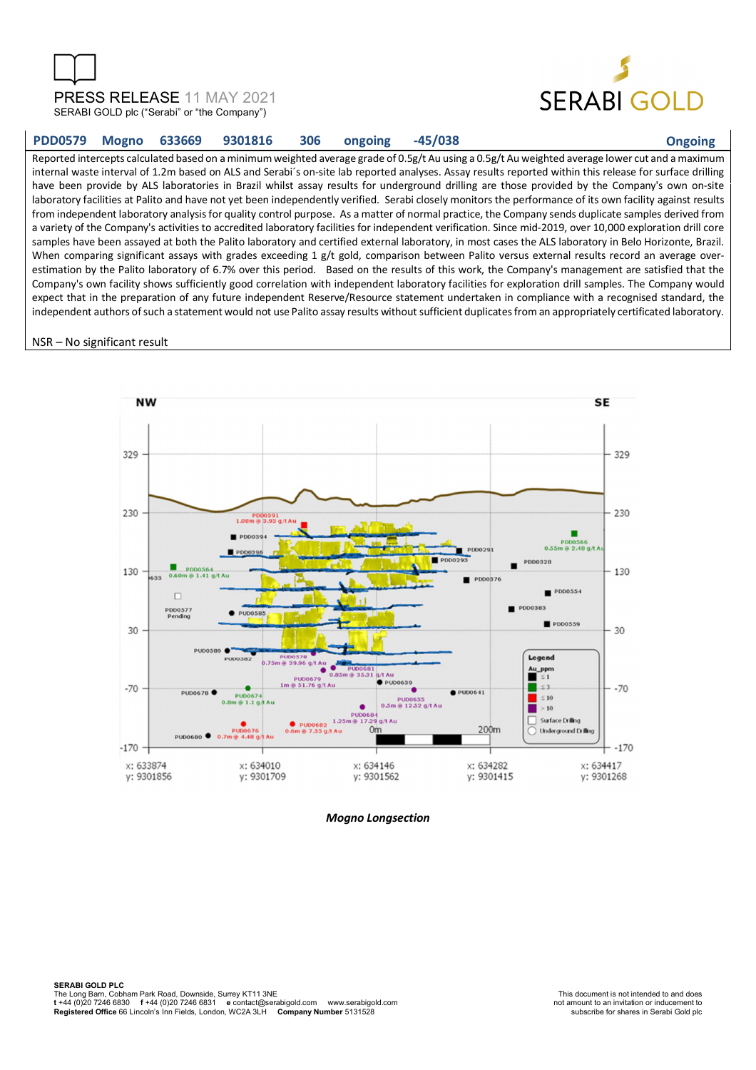| PDD0579 | Mogno | 633669 | 9301816 | 306 | ongoing | -45/038 | Ongoing |
|---|---|---|---|---|---|---|---|

Reported intercepts calculated based on a minimum weighted average grade of 0.5g/t Au using a 0.5g/t Au weighted average lower cut and a maximum internal waste interval of 1.2m based on ALS and Serabi´s on-site lab reported analyses. Assay results reported within this release for surface drilling have been provide by ALS laboratories in Brazil whilst assay results for underground drilling are those provided by the Company's own on-site laboratory facilities at Palito and have not yet been independently verified. Serabi closely monitors the performance of its own facility against results from independent laboratory analysis for quality control purpose. As a matter of normal practice, the Company sends duplicate samples derived from a variety of the Company's activities to accredited laboratory facilities for independent verification. Since mid-2019, over 10,000 exploration drill core samples have been assayed at both the Palito laboratory and certified external laboratory, in most cases the ALS laboratory in Belo Horizonte, Brazil. When comparing significant assays with grades exceeding 1 g/t gold, comparison between Palito versus external results record an average over-estimation by the Palito laboratory of 6.7% over this period. Based on the results of this work, the Company's management are satisfied that the Company's own facility shows sufficiently good correlation with independent laboratory facilities for exploration drill samples. The Company would expect that in the preparation of any future independent Reserve/Resource statement undertaken in compliance with a recognised standard, the independent authors of such a statement would not use Palito assay results without sufficient duplicates from an appropriately certificated laboratory.

NSR – No significant result

***Mogno Longsection***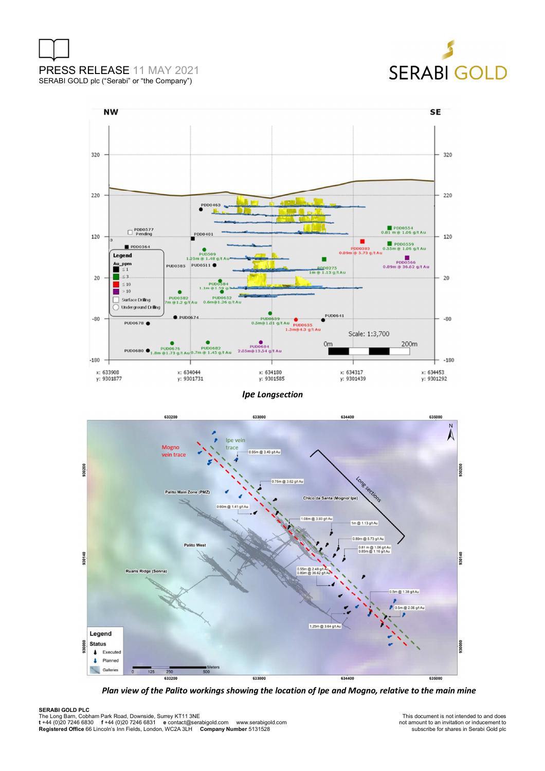*Ipe Longsection*

*Plan view of the Palito workings showing the location of Ipe and Mogno, relative to the main mine*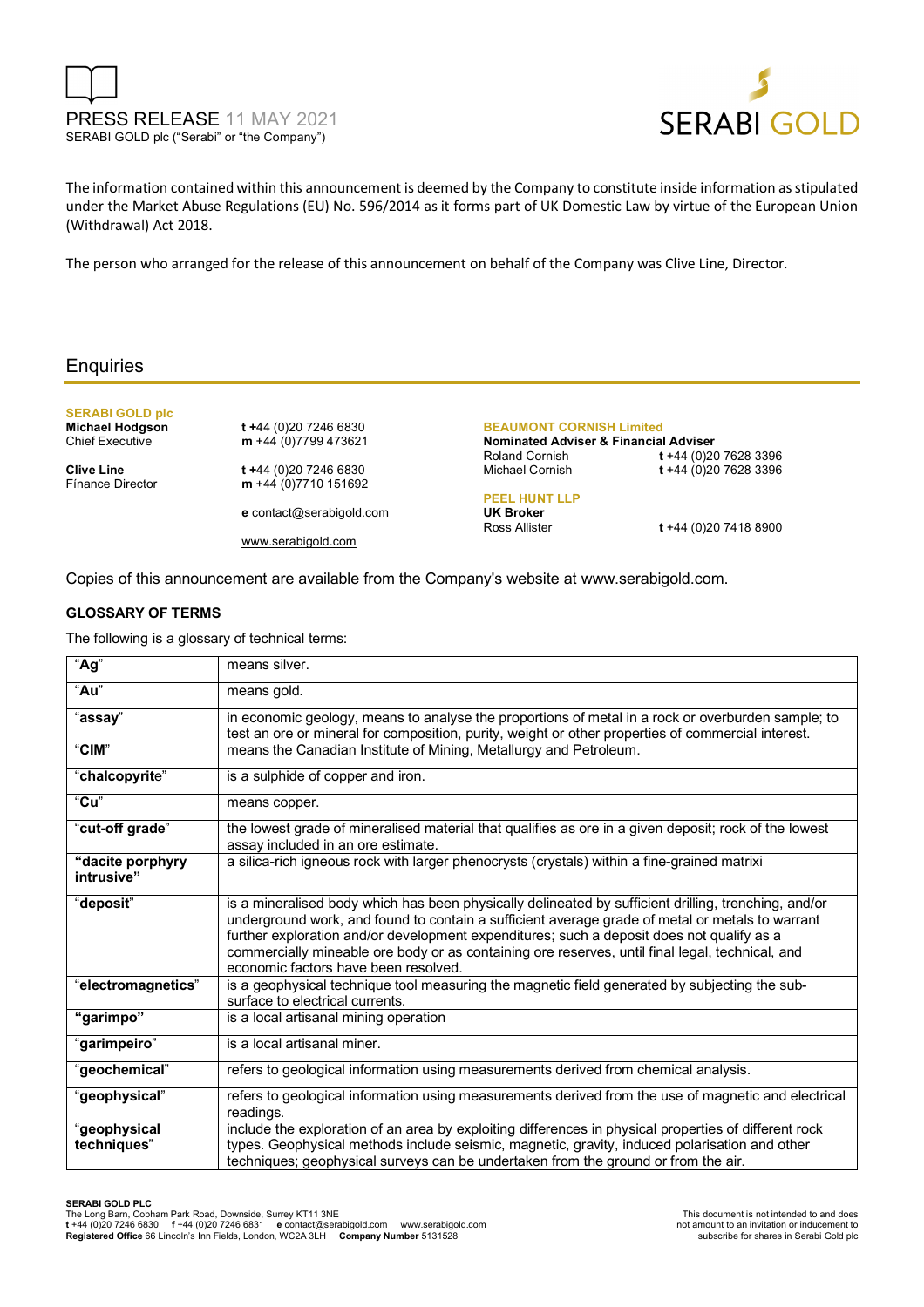PRESS RELEASE 11 MAY 2021
SERABI GOLD plc ("Serabi" or "the Company")

The information contained within this announcement is deemed by the Company to constitute inside information as stipulated under the Market Abuse Regulations (EU) No. 596/2014 as it forms part of UK Domestic Law by virtue of the European Union (Withdrawal) Act 2018.

The person who arranged for the release of this announcement on behalf of the Company was Clive Line, Director.

## Enquiries

**SERABI GOLD plc**

**Michael Hodgson** — Chief Executive
t +44 (0)20 7246 6830
m +44 (0)7799 473621

**Clive Line** — Finance Director
t +44 (0)20 7246 6830
m +44 (0)7710 151692

e contact@serabigold.com

www.serabigold.com

**BEAUMONT CORNISH Limited**
**Nominated Adviser & Financial Adviser**
Roland Cornish — t +44 (0)20 7628 3396
Michael Cornish — t +44 (0)20 7628 3396

**PEEL HUNT LLP**
**UK Broker**
Ross Allister — t +44 (0)20 7418 8900

Copies of this announcement are available from the Company's website at www.serabigold.com.

### GLOSSARY OF TERMS

The following is a glossary of technical terms:

| | |
|---|---|
| **"Ag"** | means silver. |
| **"Au"** | means gold. |
| **"assay"** | in economic geology, means to analyse the proportions of metal in a rock or overburden sample; to test an ore or mineral for composition, purity, weight or other properties of commercial interest. |
| **"CIM"** | means the Canadian Institute of Mining, Metallurgy and Petroleum. |
| **"chalcopyrite"** | is a sulphide of copper and iron. |
| **"Cu"** | means copper. |
| **"cut-off grade"** | the lowest grade of mineralised material that qualifies as ore in a given deposit; rock of the lowest assay included in an ore estimate. |
| **"dacite porphyry intrusive"** | a silica-rich igneous rock with larger phenocrysts (crystals) within a fine-grained matrixi |
| **"deposit"** | is a mineralised body which has been physically delineated by sufficient drilling, trenching, and/or underground work, and found to contain a sufficient average grade of metal or metals to warrant further exploration and/or development expenditures; such a deposit does not qualify as a commercially mineable ore body or as containing ore reserves, until final legal, technical, and economic factors have been resolved. |
| **"electromagnetics"** | is a geophysical technique tool measuring the magnetic field generated by subjecting the sub-surface to electrical currents. |
| **"garimpo"** | is a local artisanal mining operation |
| **"garimpeiro"** | is a local artisanal miner. |
| **"geochemical"** | refers to geological information using measurements derived from chemical analysis. |
| **"geophysical"** | refers to geological information using measurements derived from the use of magnetic and electrical readings. |
| **"geophysical techniques"** | include the exploration of an area by exploiting differences in physical properties of different rock types. Geophysical methods include seismic, magnetic, gravity, induced polarisation and other techniques; geophysical surveys can be undertaken from the ground or from the air. |

**SERABI GOLD PLC**
The Long Barn, Cobham Park Road, Downside, Surrey KT11 3NE
t +44 (0)20 7246 6830 f +44 (0)20 7246 6831 e contact@serabigold.com www.serabigold.com
Registered Office 66 Lincoln's Inn Fields, London, WC2A 3LH Company Number 5131528

This document is not intended to and does not amount to an invitation or inducement to subscribe for shares in Serabi Gold plc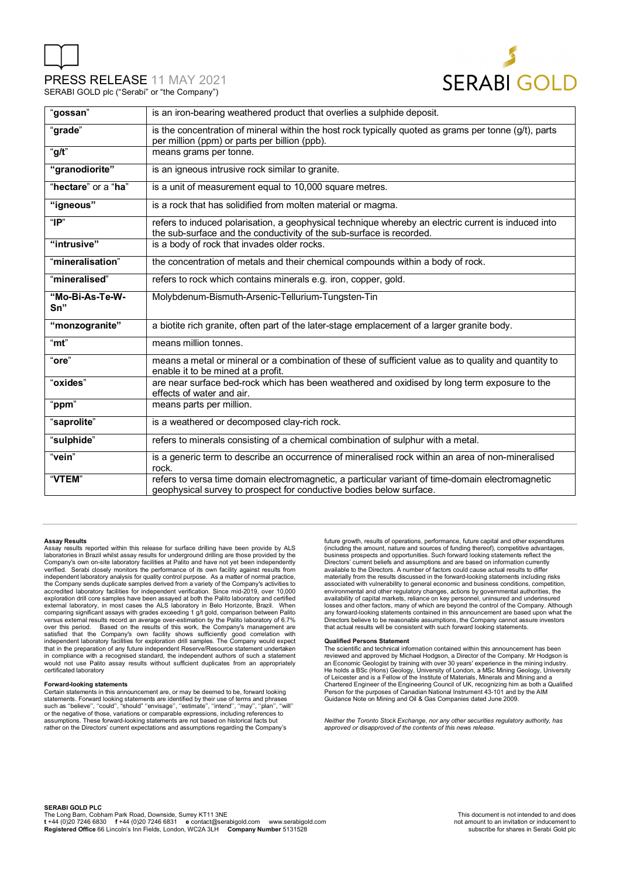| | |
|---|---|
| "**gossan**" | is an iron-bearing weathered product that overlies a sulphide deposit. |
| "**grade**" | is the concentration of mineral within the host rock typically quoted as grams per tonne (g/t), parts per million (ppm) or parts per billion (ppb). |
| "**g/t**" | means grams per tonne. |
| **"granodiorite"** | is an igneous intrusive rock similar to granite. |
| "**hectare**" or a "**ha**" | is a unit of measurement equal to 10,000 square metres. |
| **"igneous"** | is a rock that has solidified from molten material or magma. |
| "**IP**" | refers to induced polarisation, a geophysical technique whereby an electric current is induced into the sub-surface and the conductivity of the sub-surface is recorded. |
| **"intrusive"** | is a body of rock that invades older rocks. |
| "**mineralisation**" | the concentration of metals and their chemical compounds within a body of rock. |
| "**mineralised**" | refers to rock which contains minerals e.g. iron, copper, gold. |
| **"Mo-Bi-As-Te-W-Sn"** | Molybdenum-Bismuth-Arsenic-Tellurium-Tungsten-Tin |
| **"monzogranite"** | a biotite rich granite, often part of the later-stage emplacement of a larger granite body. |
| "**mt**" | means million tonnes. |
| "**ore**" | means a metal or mineral or a combination of these of sufficient value as to quality and quantity to enable it to be mined at a profit. |
| "**oxides**" | are near surface bed-rock which has been weathered and oxidised by long term exposure to the effects of water and air. |
| "**ppm**" | means parts per million. |
| "**saprolite**" | is a weathered or decomposed clay-rich rock. |
| "**sulphide**" | refers to minerals consisting of a chemical combination of sulphur with a metal. |
| "**vein**" | is a generic term to describe an occurrence of mineralised rock within an area of non-mineralised rock. |
| "**VTEM**" | refers to versa time domain electromagnetic, a particular variant of time-domain electromagnetic geophysical survey to prospect for conductive bodies below surface. |

**Assay Results**

Assay results reported within this release for surface drilling have been provide by ALS laboratories in Brazil whilst assay results for underground drilling are those provided by the Company's own on-site laboratory facilities at Palito and have not yet been independently verified. Serabi closely monitors the performance of its own facility against results from independent laboratory analysis for quality control purpose. As a matter of normal practice, the Company sends duplicate samples derived from a variety of the Company's activities to accredited laboratory facilities for independent verification. Since mid-2019, over 10,000 exploration drill core samples have been assayed at both the Palito laboratory and certified external laboratory, in most cases the ALS laboratory in Belo Horizonte, Brazil. When comparing significant assays with grades exceeding 1 g/t gold, comparison between Palito versus external results record an average over-estimation by the Palito laboratory of 6.7% over this period. Based on the results of this work, the Company's management are satisfied that the Company's own facility shows sufficiently good correlation with independent laboratory facilities for exploration drill samples. The Company would expect that in the preparation of any future independent Reserve/Resource statement undertaken in compliance with a recognised standard, the independent authors of such a statement would not use Palito assay results without sufficient duplicates from an appropriately certificated laboratory

**Forward-looking statements**

Certain statements in this announcement are, or may be deemed to be, forward looking statements. Forward looking statements are identified by their use of terms and phrases such as ''believe'', ''could'', "should" ''envisage'', ''estimate'', ''intend'', ''may'', ''plan'', ''will'' or the negative of those, variations or comparable expressions, including references to assumptions. These forward-looking statements are not based on historical facts but rather on the Directors' current expectations and assumptions regarding the Company's future growth, results of operations, performance, future capital and other expenditures (including the amount, nature and sources of funding thereof), competitive advantages, business prospects and opportunities. Such forward looking statements reflect the Directors' current beliefs and assumptions and are based on information currently available to the Directors. A number of factors could cause actual results to differ materially from the results discussed in the forward-looking statements including risks associated with vulnerability to general economic and business conditions, competition, environmental and other regulatory changes, actions by governmental authorities, the availability of capital markets, reliance on key personnel, uninsured and underinsured losses and other factors, many of which are beyond the control of the Company. Although any forward-looking statements contained in this announcement are based upon what the Directors believe to be reasonable assumptions, the Company cannot assure investors that actual results will be consistent with such forward looking statements.

**Qualified Persons Statement**

The scientific and technical information contained within this announcement has been reviewed and approved by Michael Hodgson, a Director of the Company. Mr Hodgson is an Economic Geologist by training with over 30 years' experience in the mining industry. He holds a BSc (Hons) Geology, University of London, a MSc Mining Geology, University of Leicester and is a Fellow of the Institute of Materials, Minerals and Mining and a Chartered Engineer of the Engineering Council of UK, recognizing him as both a Qualified Person for the purposes of Canadian National Instrument 43-101 and by the AIM Guidance Note on Mining and Oil & Gas Companies dated June 2009.

*Neither the Toronto Stock Exchange, nor any other securities regulatory authority, has approved or disapproved of the contents of this news release.*